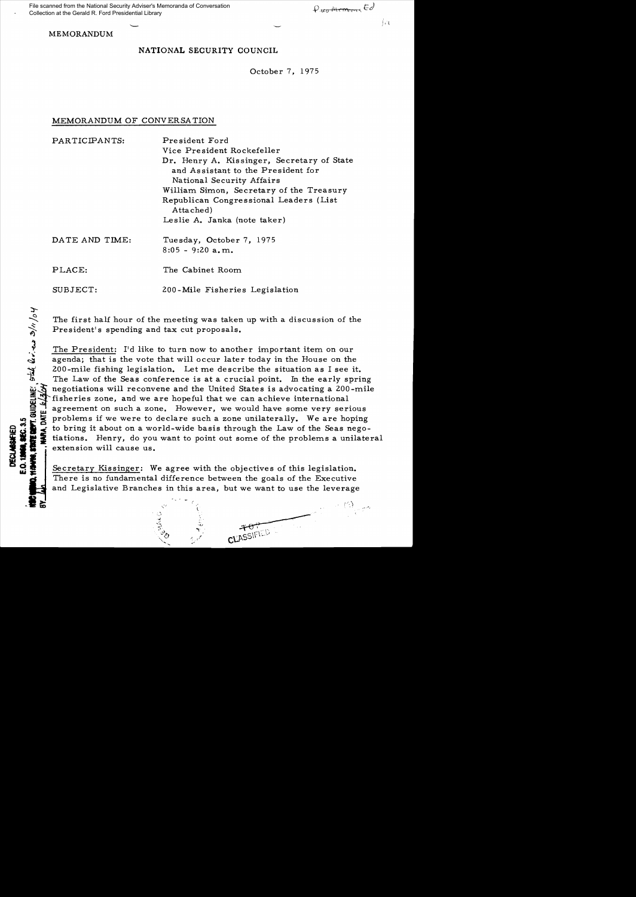MEMORANDUM

NATIONAL SECURITY COUNCIL

October 7, 1975

MEMORANDUM OF CONVERSATION

PARTICIPANTS: President Ford
Vice President Rockefeller
Dr. Henry A. Kissinger, Secretary of State and Assistant to the President for National Security Affairs
William Simon, Secretary of the Treasury
Republican Congressional Leaders (List Attached)
Leslie A. Janka (note taker)

DATE AND TIME: Tuesday, October 7, 1975
8:05 - 9:20 a.m.

PLACE: The Cabinet Room

SUBJECT: 200-Mile Fisheries Legislation

The first half hour of the meeting was taken up with a discussion of the President's spending and tax cut proposals.

The President: I'd like to turn now to another important item on our agenda; that is the vote that will occur later today in the House on the 200-mile fishing legislation. Let me describe the situation as I see it. The Law of the Seas conference is at a crucial point. In the early spring negotiations will reconvene and the United States is advocating a 200-mile fisheries zone, and we are hopeful that we can achieve international agreement on such a zone. However, we would have some very serious problems if we were to declare such a zone unilaterally. We are hoping to bring it about on a world-wide basis through the Law of the Seas negotiations. Henry, do you want to point out some of the problems a unilateral extension will cause us.

Secretary Kissinger: We agree with the objectives of this legislation. There is no fundamental difference between the goals of the Executive and Legislative Branches in this area, but we want to use the leverage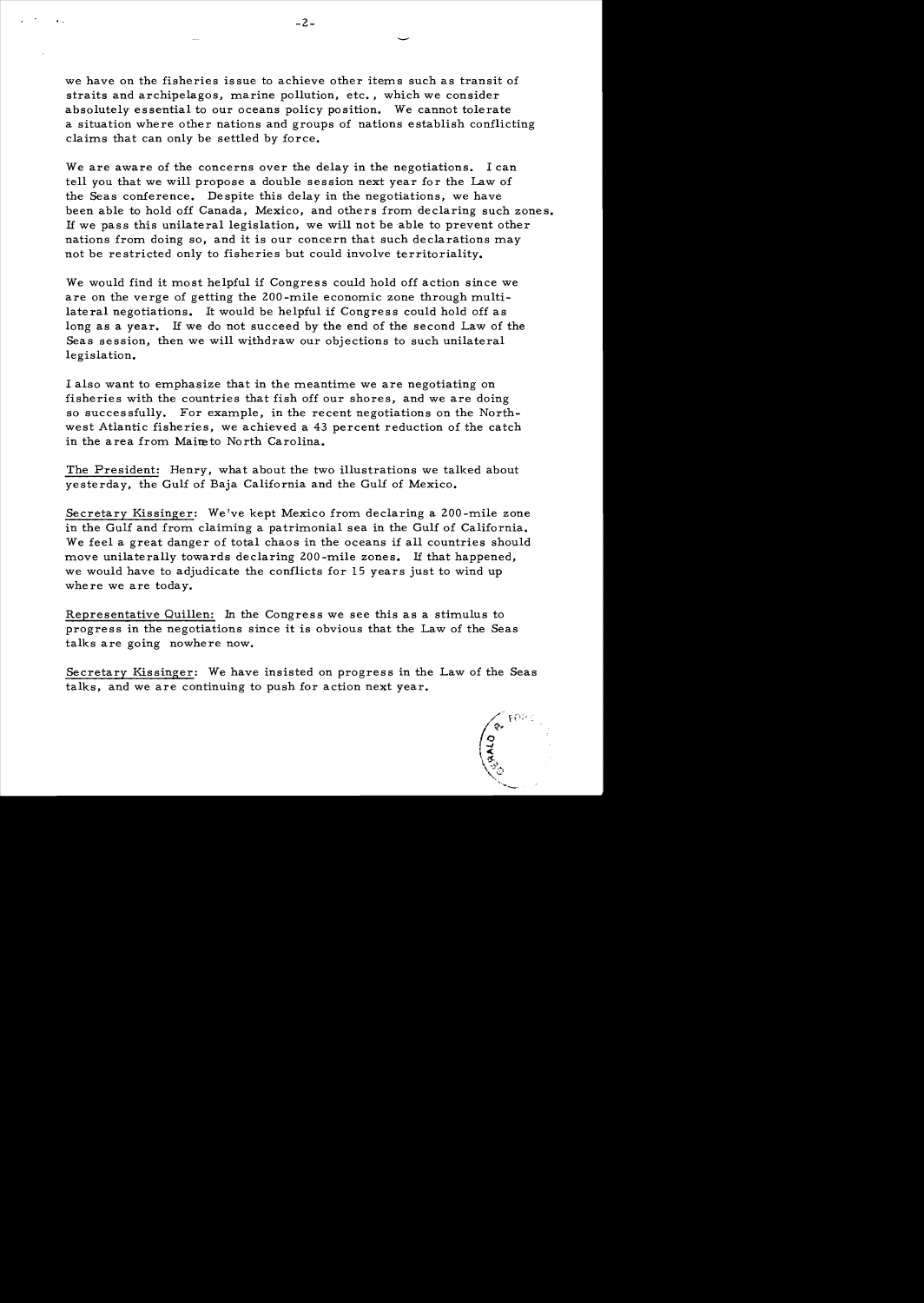we have on the fisheries issue to achieve other items such as transit of straits and archipelagos, marine pollution, etc., which we consider absolutely essential to our oceans policy position. We cannot tolerate a situation where other nations and groups of nations establish conflicting claims that can only be settled by force.

We are aware of the concerns over the delay in the negotiations. I can tell you that we will propose a double session next year for the Law of the Seas conference. Despite this delay in the negotiations, we have been able to hold off Canada, Mexico, and others from declaring such zones. If we pass this unilateral legislation, we will not be able to prevent other nations from doing so, and it is our concern that such declarations may not be restricted only to fisheries but could involve territoriality.

We would find it most helpful if Congress could hold off action since we are on the verge of getting the 200-mile economic zone through multilateral negotiations. It would be helpful if Congress could hold off as long as a year. If we do not succeed by the end of the second Law of the Seas session, then we will withdraw our objections to such unilateral legislation.

I also want to emphasize that in the meantime we are negotiating on fisheries with the countries that fish off our shores, and we are doing so successfully. For example, in the recent negotiations on the Northwest Atlantic fisheries, we achieved a 43 percent reduction of the catch in the area from Maine to North Carolina.

The President: Henry, what about the two illustrations we talked about yesterday, the Gulf of Baja California and the Gulf of Mexico.

Secretary Kissinger: We've kept Mexico from declaring a 200-mile zone in the Gulf and from claiming a patrimonial sea in the Gulf of California. We feel a great danger of total chaos in the oceans if all countries should move unilaterally towards declaring 200-mile zones. If that happened, we would have to adjudicate the conflicts for 15 years just to wind up where we are today.

Representative Quillen: In the Congress we see this as a stimulus to progress in the negotiations since it is obvious that the Law of the Seas talks are going nowhere now.

Secretary Kissinger: We have insisted on progress in the Law of the Seas talks, and we are continuing to push for action next year.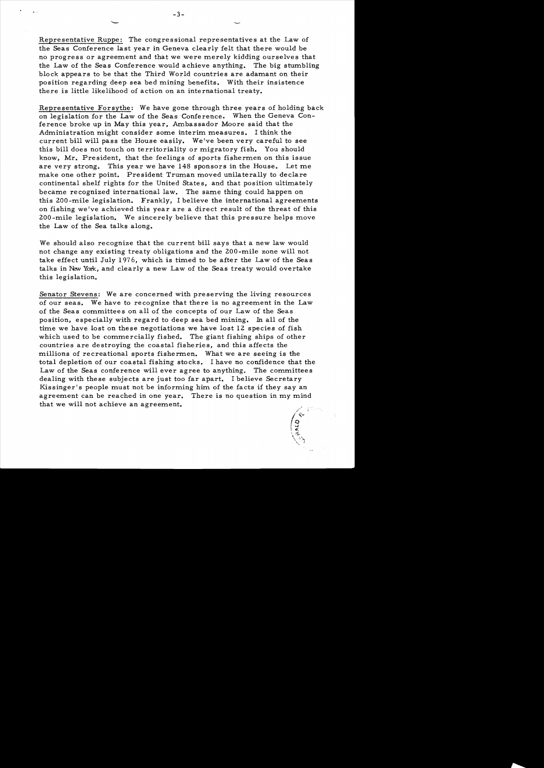Representative Ruppe: The congressional representatives at the Law of the Seas Conference last year in Geneva clearly felt that there would be no progress or agreement and that we were merely kidding ourselves that the Law of the Seas Conference would achieve anything. The big stumbling block appears to be that the Third World countries are adamant on their position regarding deep sea bed mining benefits. With their insistence there is little likelihood of action on an international treaty.

Representative Forsythe: We have gone through three years of holding back on legislation for the Law of the Seas Conference. When the Geneva Conference broke up in May this year, Ambassador Moore said that the Administration might consider some interim measures. I think the current bill will pass the House easily. We've been very careful to see this bill does not touch on territoriality or migratory fish. You should know, Mr. President, that the feelings of sports fishermen on this issue are very strong. This year we have 148 sponsors in the House. Let me make one other point. President Truman moved unilaterally to declare continental shelf rights for the United States, and that position ultimately became recognized international law. The same thing could happen on this 200-mile legislation. Frankly, I believe the international agreements on fishing we've achieved this year are a direct result of the threat of this 200-mile legislation. We sincerely believe that this pressure helps move the Law of the Sea talks along.

We should also recognize that the current bill says that a new law would not change any existing treaty obligations and the 200-mile zone will not take effect until July 1976, which is timed to be after the Law of the Seas talks in New York, and clearly a new Law of the Seas treaty would overtake this legislation.

Senator Stevens: We are concerned with preserving the living resources of our seas. We have to recognize that there is no agreement in the Law of the Seas committees on all of the concepts of our Law of the Seas position, especially with regard to deep sea bed mining. In all of the time we have lost on these negotiations we have lost 12 species of fish which used to be commercially fished. The giant fishing ships of other countries are destroying the coastal fisheries, and this affects the millions of recreational sports fishermen. What we are seeing is the total depletion of our coastal fishing stocks. I have no confidence that the Law of the Seas conference will ever agree to anything. The committees dealing with these subjects are just too far apart. I believe Secretary Kissinger's people must not be informing him of the facts if they say an agreement can be reached in one year. There is no question in my mind that we will not achieve an agreement.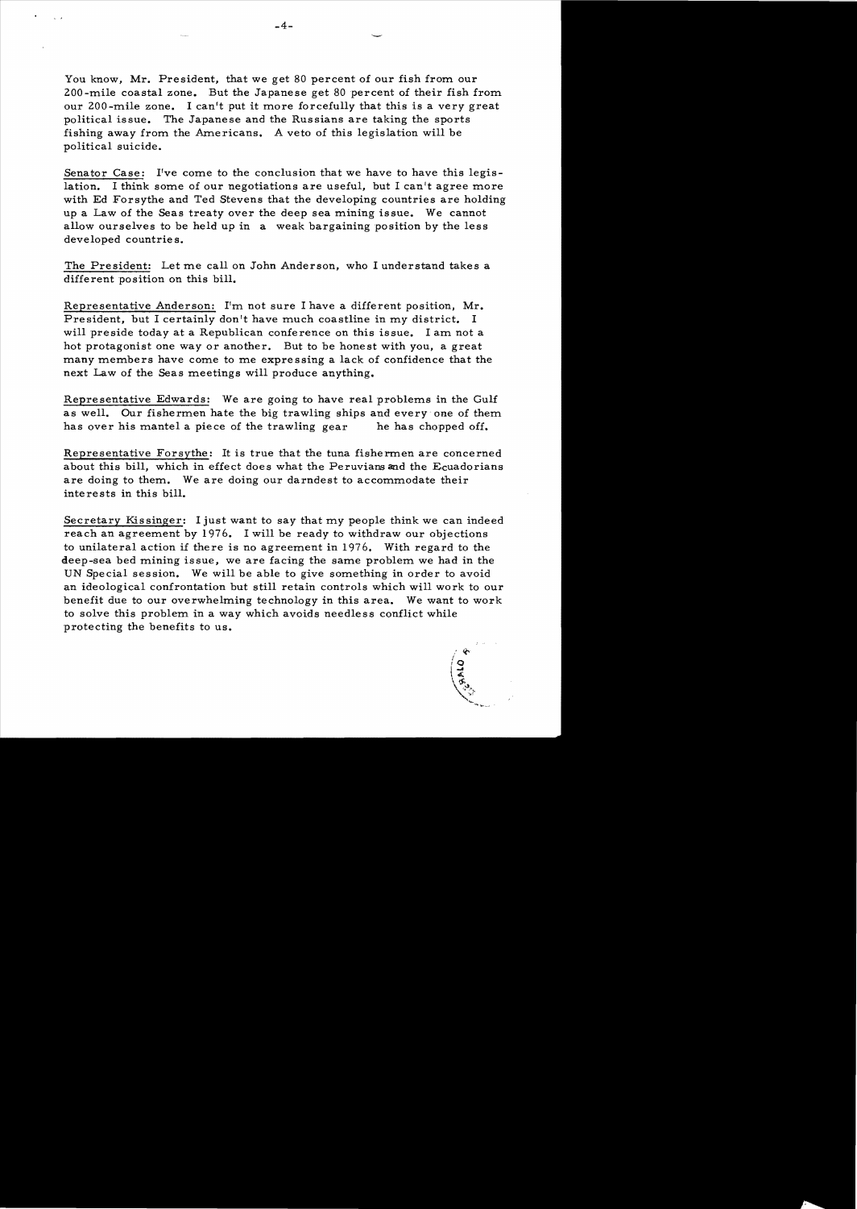You know, Mr. President, that we get 80 percent of our fish from our 200-mile coastal zone. But the Japanese get 80 percent of their fish from our 200-mile zone. I can't put it more forcefully that this is a very great political issue. The Japanese and the Russians are taking the sports fishing away from the Americans. A veto of this legislation will be political suicide.

Senator Case: I've come to the conclusion that we have to have this legislation. I think some of our negotiations are useful, but I can't agree more with Ed Forsythe and Ted Stevens that the developing countries are holding up a Law of the Seas treaty over the deep sea mining issue. We cannot allow ourselves to be held up in a weak bargaining position by the less developed countries.

The President: Let me call on John Anderson, who I understand takes a different position on this bill.

Representative Anderson: I'm not sure I have a different position, Mr. President, but I certainly don't have much coastline in my district. I will preside today at a Republican conference on this issue. I am not a hot protagonist one way or another. But to be honest with you, a great many members have come to me expressing a lack of confidence that the next Law of the Seas meetings will produce anything.

Representative Edwards: We are going to have real problems in the Gulf as well. Our fishermen hate the big trawling ships and every one of them has over his mantel a piece of the trawling gear he has chopped off.

Representative Forsythe: It is true that the tuna fishermen are concerned about this bill, which in effect does what the Peruvians and the Ecuadorians are doing to them. We are doing our darndest to accommodate their interests in this bill.

Secretary Kissinger: I just want to say that my people think we can indeed reach an agreement by 1976. I will be ready to withdraw our objections to unilateral action if there is no agreement in 1976. With regard to the deep-sea bed mining issue, we are facing the same problem we had in the UN Special session. We will be able to give something in order to avoid an ideological confrontation but still retain controls which will work to our benefit due to our overwhelming technology in this area. We want to work to solve this problem in a way which avoids needless conflict while protecting the benefits to us.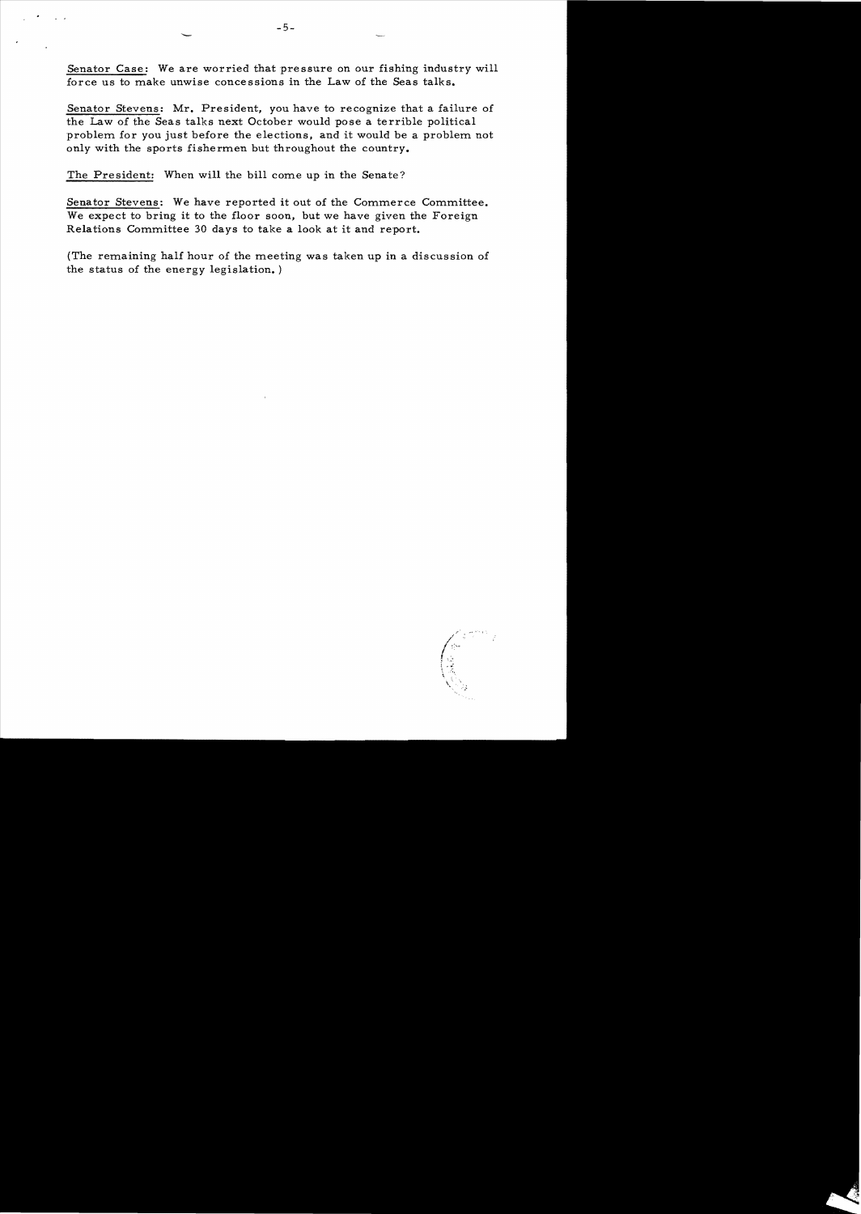Senator Case: We are worried that pressure on our fishing industry will force us to make unwise concessions in the Law of the Seas talks.

Senator Stevens: Mr. President, you have to recognize that a failure of the Law of the Seas talks next October would pose a terrible political problem for you just before the elections, and it would be a problem not only with the sports fishermen but throughout the country.

The President: When will the bill come up in the Senate?

Senator Stevens: We have reported it out of the Commerce Committee. We expect to bring it to the floor soon, but we have given the Foreign Relations Committee 30 days to take a look at it and report.

(The remaining half hour of the meeting was taken up in a discussion of the status of the energy legislation.)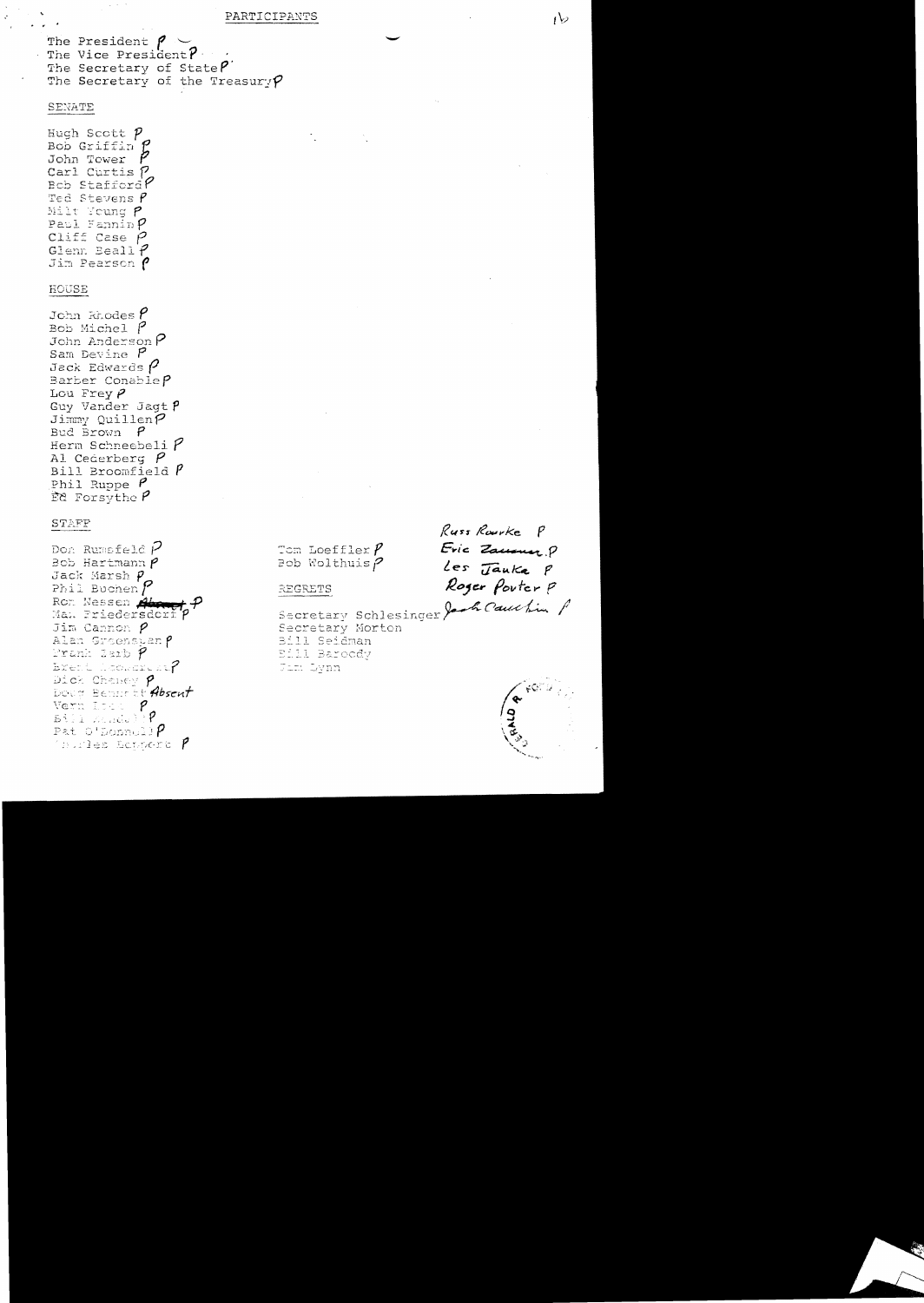## PARTICIPANTS

The President P
The Vice President P
The Secretary of State P
The Secretary of the Treasury P

### SENATE

Hugh Scott P
Bob Griffin P
John Tower P
Carl Curtis P
Bob Stafford P
Ted Stevens P
Milt Young P
Paul Fannin P
Cliff Case P
Glenn Beall P
Jim Pearson P

### HOUSE

John Rhodes P
Bob Michel P
John Anderson P
Sam Devine P
Jack Edwards P
Barber Conable P
Lou Frey P
Guy Vander Jagt P
Jimmy Quillen P
Bud Brown P
Herm Schneebeli P
Al Cederberg P
Bill Broomfield P
Phil Ruppe P
Ed Forsythe P

### STAFF

Don Rumsfeld P
Bob Hartmann P
Jack Marsh P
Phil Buchen P
Ron Nessen ~~Absent~~ P
Max Friedersdorf P
Jim Cannon P
Alan Greenspan P
Frank Zarb P
Brent Scowcroft P
Dick Cheney P
Doug Bennett Absent
Vern Loen P
Bill Kendall P
Pat O'Donnell P
Charles Leppert P

Tom Loeffler P
Bob Wolthuis P

Russ Rourke P
Eric Zausner P
Les Janka P
Roger Porter P

REGRETS

Secretary Schlesinger Jack Calkins P
Secretary Morton
Bill Seidman
Bill Baroody
Jim Lynn